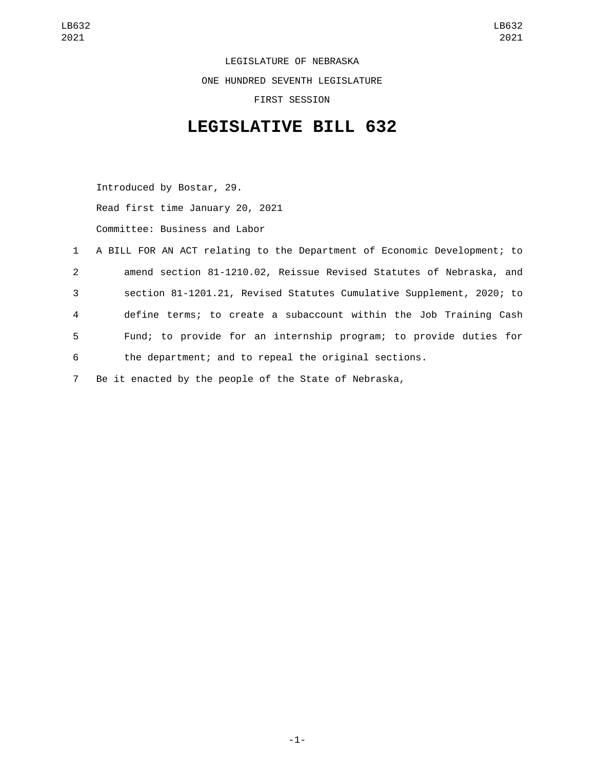LEGISLATURE OF NEBRASKA

ONE HUNDRED SEVENTH LEGISLATURE

FIRST SESSION

# LEGISLATIVE BILL 632

Introduced by Bostar, 29.

Read first time January 20, 2021

Committee: Business and Labor

1 A BILL FOR AN ACT relating to the Department of Economic Development; to
2 amend section 81-1210.02, Reissue Revised Statutes of Nebraska, and
3 section 81-1201.21, Revised Statutes Cumulative Supplement, 2020; to
4 define terms; to create a subaccount within the Job Training Cash
5 Fund; to provide for an internship program; to provide duties for
6 the department; and to repeal the original sections.

7 Be it enacted by the people of the State of Nebraska,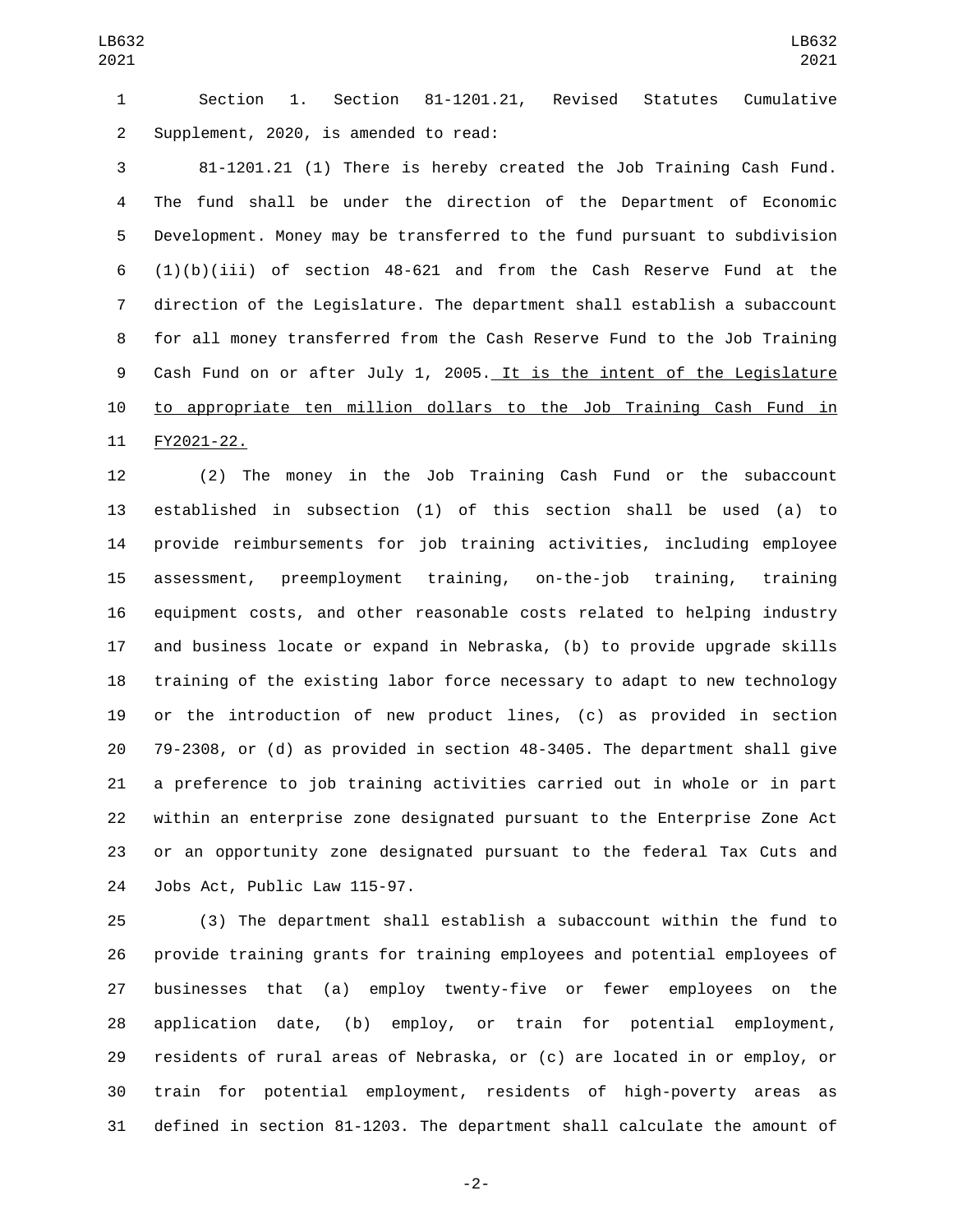Section 1. Section 81-1201.21, Revised Statutes Cumulative Supplement, 2020, is amended to read:

81-1201.21 (1) There is hereby created the Job Training Cash Fund. The fund shall be under the direction of the Department of Economic Development. Money may be transferred to the fund pursuant to subdivision (1)(b)(iii) of section 48-621 and from the Cash Reserve Fund at the direction of the Legislature. The department shall establish a subaccount for all money transferred from the Cash Reserve Fund to the Job Training Cash Fund on or after July 1, 2005. It is the intent of the Legislature to appropriate ten million dollars to the Job Training Cash Fund in FY2021-22.

(2) The money in the Job Training Cash Fund or the subaccount established in subsection (1) of this section shall be used (a) to provide reimbursements for job training activities, including employee assessment, preemployment training, on-the-job training, training equipment costs, and other reasonable costs related to helping industry and business locate or expand in Nebraska, (b) to provide upgrade skills training of the existing labor force necessary to adapt to new technology or the introduction of new product lines, (c) as provided in section 79-2308, or (d) as provided in section 48-3405. The department shall give a preference to job training activities carried out in whole or in part within an enterprise zone designated pursuant to the Enterprise Zone Act or an opportunity zone designated pursuant to the federal Tax Cuts and Jobs Act, Public Law 115-97.

(3) The department shall establish a subaccount within the fund to provide training grants for training employees and potential employees of businesses that (a) employ twenty-five or fewer employees on the application date, (b) employ, or train for potential employment, residents of rural areas of Nebraska, or (c) are located in or employ, or train for potential employment, residents of high-poverty areas as defined in section 81-1203. The department shall calculate the amount of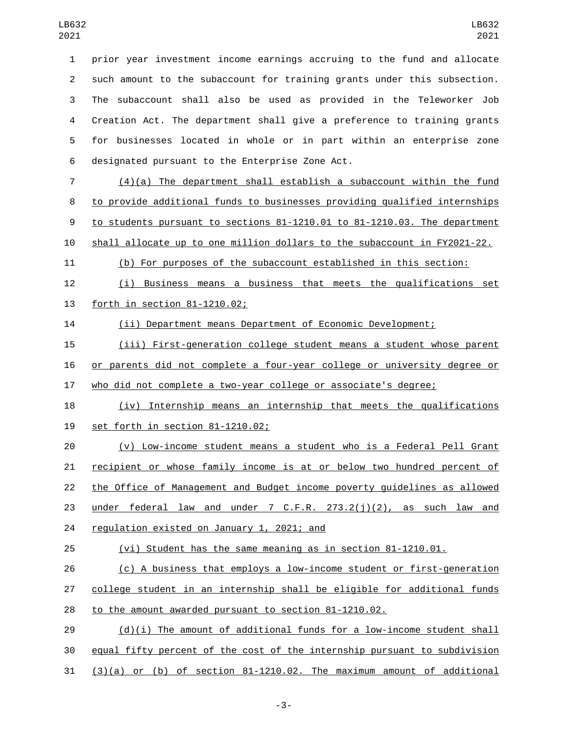prior year investment income earnings accruing to the fund and allocate such amount to the subaccount for training grants under this subsection. The subaccount shall also be used as provided in the Teleworker Job Creation Act. The department shall give a preference to training grants for businesses located in whole or in part within an enterprise zone designated pursuant to the Enterprise Zone Act.

(4)(a) The department shall establish a subaccount within the fund to provide additional funds to businesses providing qualified internships to students pursuant to sections 81-1210.01 to 81-1210.03. The department shall allocate up to one million dollars to the subaccount in FY2021-22.

(b) For purposes of the subaccount established in this section:

(i) Business means a business that meets the qualifications set forth in section 81-1210.02;

(ii) Department means Department of Economic Development;

(iii) First-generation college student means a student whose parent or parents did not complete a four-year college or university degree or who did not complete a two-year college or associate's degree;

(iv) Internship means an internship that meets the qualifications set forth in section 81-1210.02;

(v) Low-income student means a student who is a Federal Pell Grant recipient or whose family income is at or below two hundred percent of the Office of Management and Budget income poverty guidelines as allowed under federal law and under 7 C.F.R. 273.2(j)(2), as such law and regulation existed on January 1, 2021; and

(vi) Student has the same meaning as in section 81-1210.01.

(c) A business that employs a low-income student or first-generation college student in an internship shall be eligible for additional funds to the amount awarded pursuant to section 81-1210.02.

(d)(i) The amount of additional funds for a low-income student shall equal fifty percent of the cost of the internship pursuant to subdivision (3)(a) or (b) of section 81-1210.02. The maximum amount of additional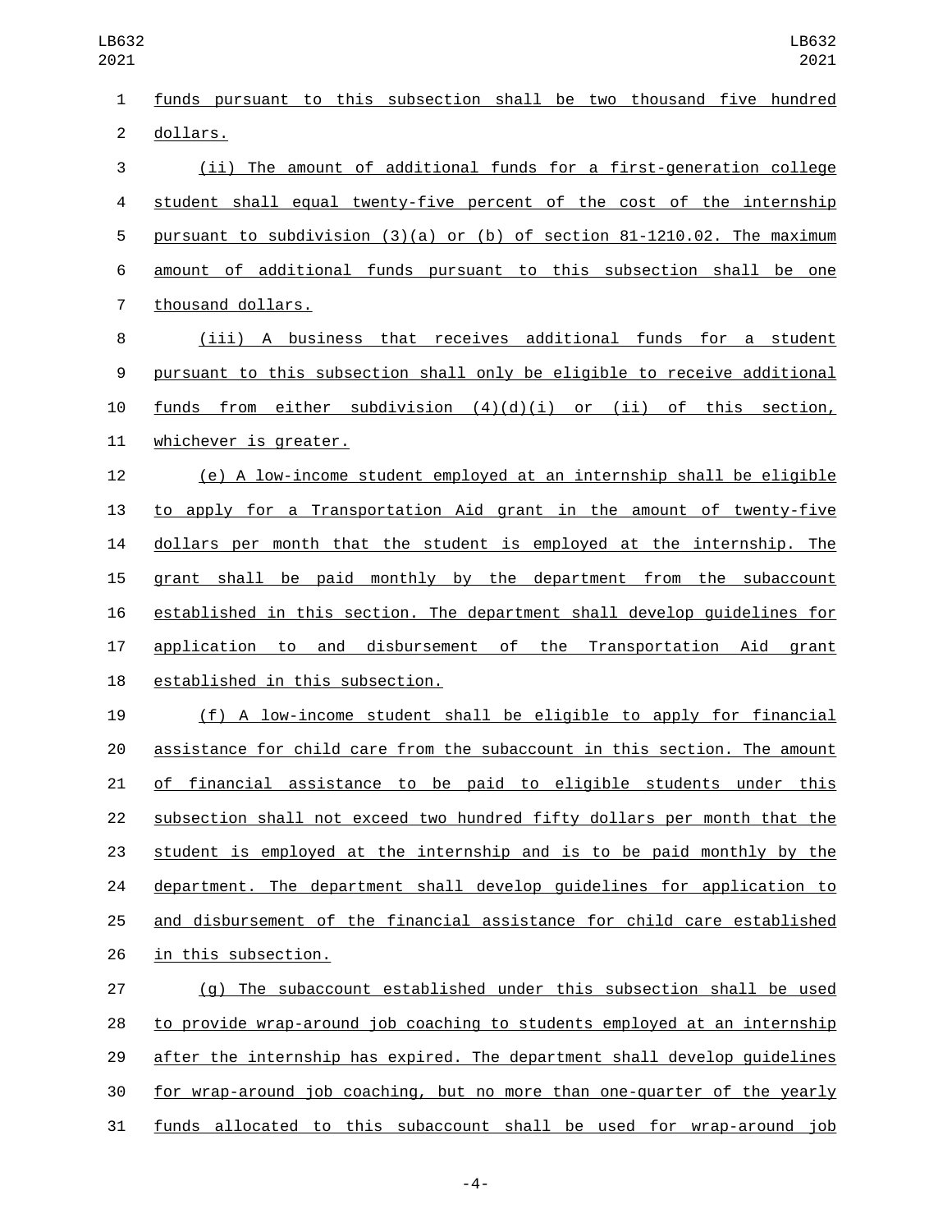funds pursuant to this subsection shall be two thousand five hundred dollars.

(ii) The amount of additional funds for a first-generation college student shall equal twenty-five percent of the cost of the internship pursuant to subdivision (3)(a) or (b) of section 81-1210.02. The maximum amount of additional funds pursuant to this subsection shall be one thousand dollars.

(iii) A business that receives additional funds for a student pursuant to this subsection shall only be eligible to receive additional funds from either subdivision (4)(d)(i) or (ii) of this section, whichever is greater.

(e) A low-income student employed at an internship shall be eligible to apply for a Transportation Aid grant in the amount of twenty-five dollars per month that the student is employed at the internship. The grant shall be paid monthly by the department from the subaccount established in this section. The department shall develop guidelines for application to and disbursement of the Transportation Aid grant established in this subsection.

(f) A low-income student shall be eligible to apply for financial assistance for child care from the subaccount in this section. The amount of financial assistance to be paid to eligible students under this subsection shall not exceed two hundred fifty dollars per month that the student is employed at the internship and is to be paid monthly by the department. The department shall develop guidelines for application to and disbursement of the financial assistance for child care established in this subsection.

(g) The subaccount established under this subsection shall be used to provide wrap-around job coaching to students employed at an internship after the internship has expired. The department shall develop guidelines for wrap-around job coaching, but no more than one-quarter of the yearly funds allocated to this subaccount shall be used for wrap-around job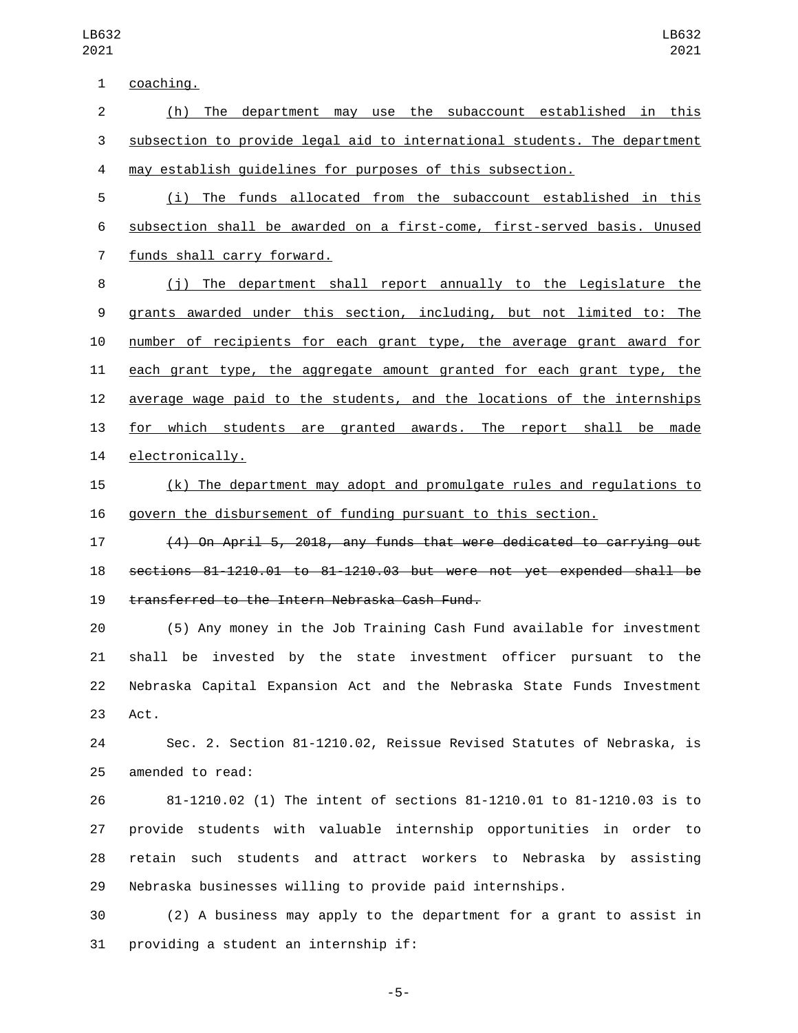coaching.

(h) The department may use the subaccount established in this subsection to provide legal aid to international students. The department may establish guidelines for purposes of this subsection.

(i) The funds allocated from the subaccount established in this subsection shall be awarded on a first-come, first-served basis. Unused funds shall carry forward.

(j) The department shall report annually to the Legislature the grants awarded under this section, including, but not limited to: The number of recipients for each grant type, the average grant award for each grant type, the aggregate amount granted for each grant type, the average wage paid to the students, and the locations of the internships for which students are granted awards. The report shall be made electronically.

(k) The department may adopt and promulgate rules and regulations to govern the disbursement of funding pursuant to this section.

~~(4) On April 5, 2018, any funds that were dedicated to carrying out sections 81-1210.01 to 81-1210.03 but were not yet expended shall be transferred to the Intern Nebraska Cash Fund.~~

(5) Any money in the Job Training Cash Fund available for investment shall be invested by the state investment officer pursuant to the Nebraska Capital Expansion Act and the Nebraska State Funds Investment Act.

Sec. 2. Section 81-1210.02, Reissue Revised Statutes of Nebraska, is amended to read:

81-1210.02 (1) The intent of sections 81-1210.01 to 81-1210.03 is to provide students with valuable internship opportunities in order to retain such students and attract workers to Nebraska by assisting Nebraska businesses willing to provide paid internships.

(2) A business may apply to the department for a grant to assist in providing a student an internship if: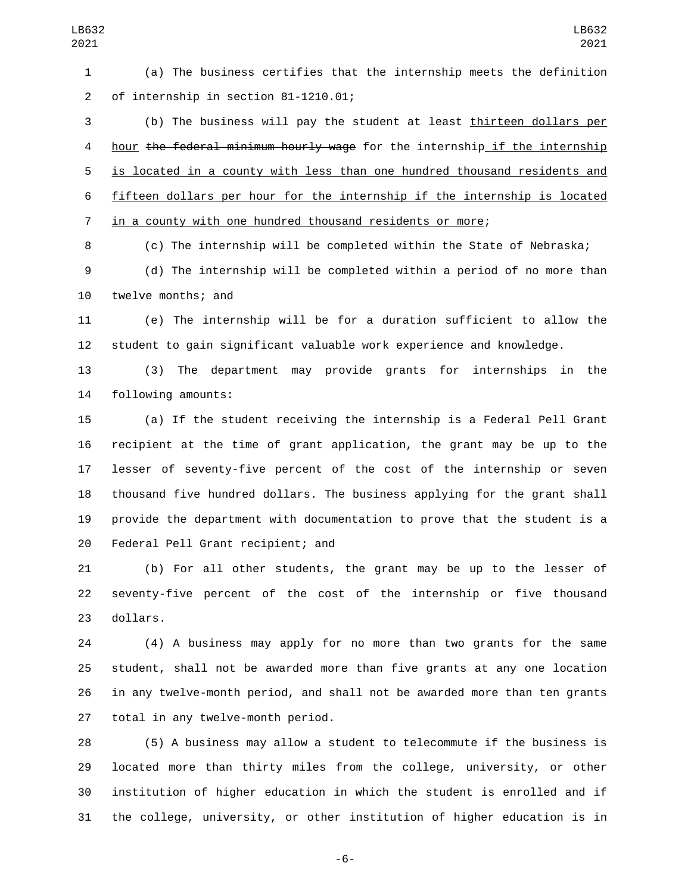(a) The business certifies that the internship meets the definition of internship in section 81-1210.01;

(b) The business will pay the student at least <u>thirteen dollars per hour</u> ~~the federal minimum hourly wage~~ for the internship<u> if the internship is located in a county with less than one hundred thousand residents and fifteen dollars per hour for the internship if the internship is located in a county with one hundred thousand residents or more</u>;

(c) The internship will be completed within the State of Nebraska;

(d) The internship will be completed within a period of no more than twelve months; and

(e) The internship will be for a duration sufficient to allow the student to gain significant valuable work experience and knowledge.

(3) The department may provide grants for internships in the following amounts:

(a) If the student receiving the internship is a Federal Pell Grant recipient at the time of grant application, the grant may be up to the lesser of seventy-five percent of the cost of the internship or seven thousand five hundred dollars. The business applying for the grant shall provide the department with documentation to prove that the student is a Federal Pell Grant recipient; and

(b) For all other students, the grant may be up to the lesser of seventy-five percent of the cost of the internship or five thousand dollars.

(4) A business may apply for no more than two grants for the same student, shall not be awarded more than five grants at any one location in any twelve-month period, and shall not be awarded more than ten grants total in any twelve-month period.

(5) A business may allow a student to telecommute if the business is located more than thirty miles from the college, university, or other institution of higher education in which the student is enrolled and if the college, university, or other institution of higher education is in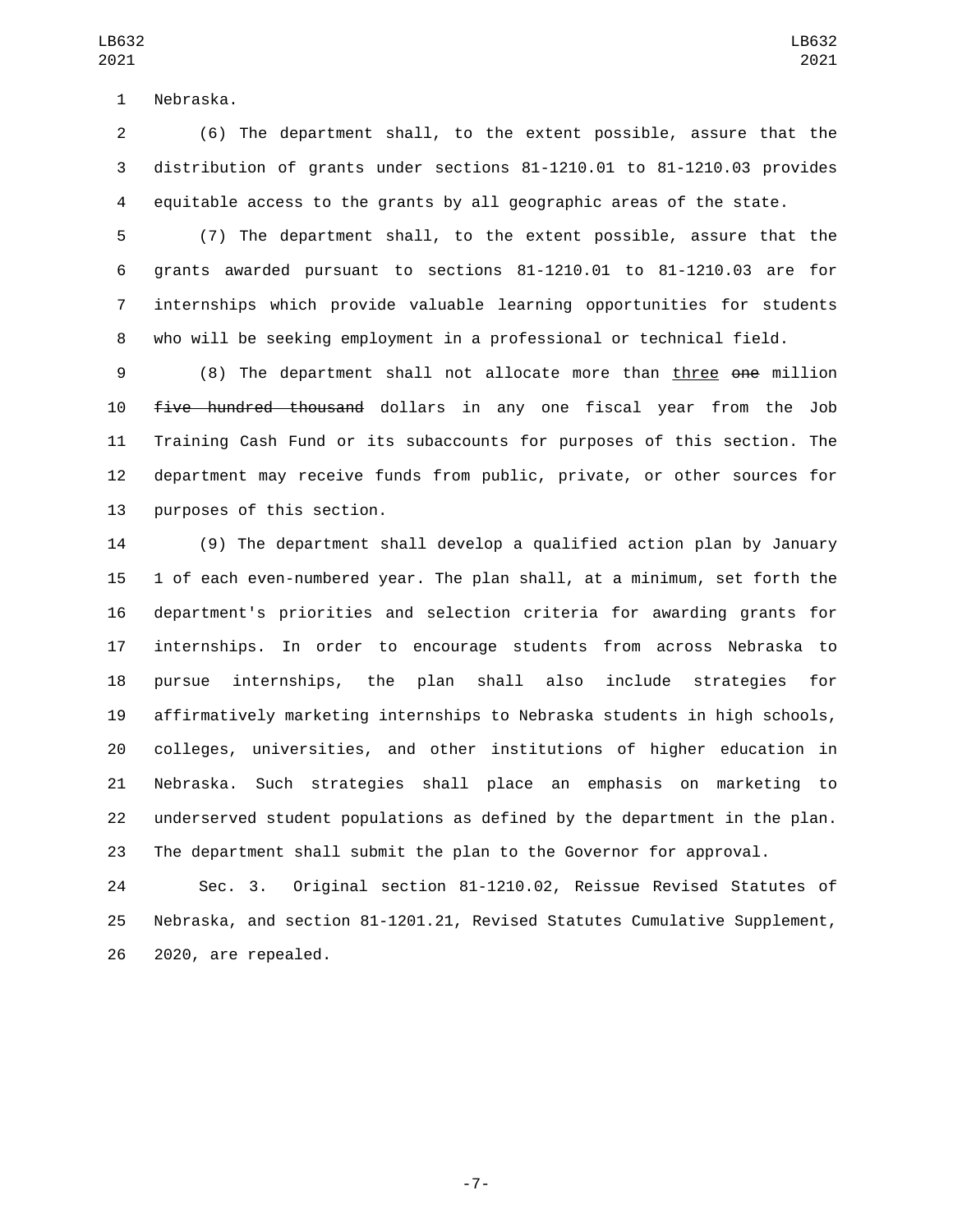Nebraska.

(6) The department shall, to the extent possible, assure that the distribution of grants under sections 81-1210.01 to 81-1210.03 provides equitable access to the grants by all geographic areas of the state.

(7) The department shall, to the extent possible, assure that the grants awarded pursuant to sections 81-1210.01 to 81-1210.03 are for internships which provide valuable learning opportunities for students who will be seeking employment in a professional or technical field.

(8) The department shall not allocate more than <u>three</u> ~~one~~ million ~~five hundred thousand~~ dollars in any one fiscal year from the Job Training Cash Fund or its subaccounts for purposes of this section. The department may receive funds from public, private, or other sources for purposes of this section.

(9) The department shall develop a qualified action plan by January 1 of each even-numbered year. The plan shall, at a minimum, set forth the department's priorities and selection criteria for awarding grants for internships. In order to encourage students from across Nebraska to pursue internships, the plan shall also include strategies for affirmatively marketing internships to Nebraska students in high schools, colleges, universities, and other institutions of higher education in Nebraska. Such strategies shall place an emphasis on marketing to underserved student populations as defined by the department in the plan. The department shall submit the plan to the Governor for approval.

Sec. 3. Original section 81-1210.02, Reissue Revised Statutes of Nebraska, and section 81-1201.21, Revised Statutes Cumulative Supplement, 2020, are repealed.